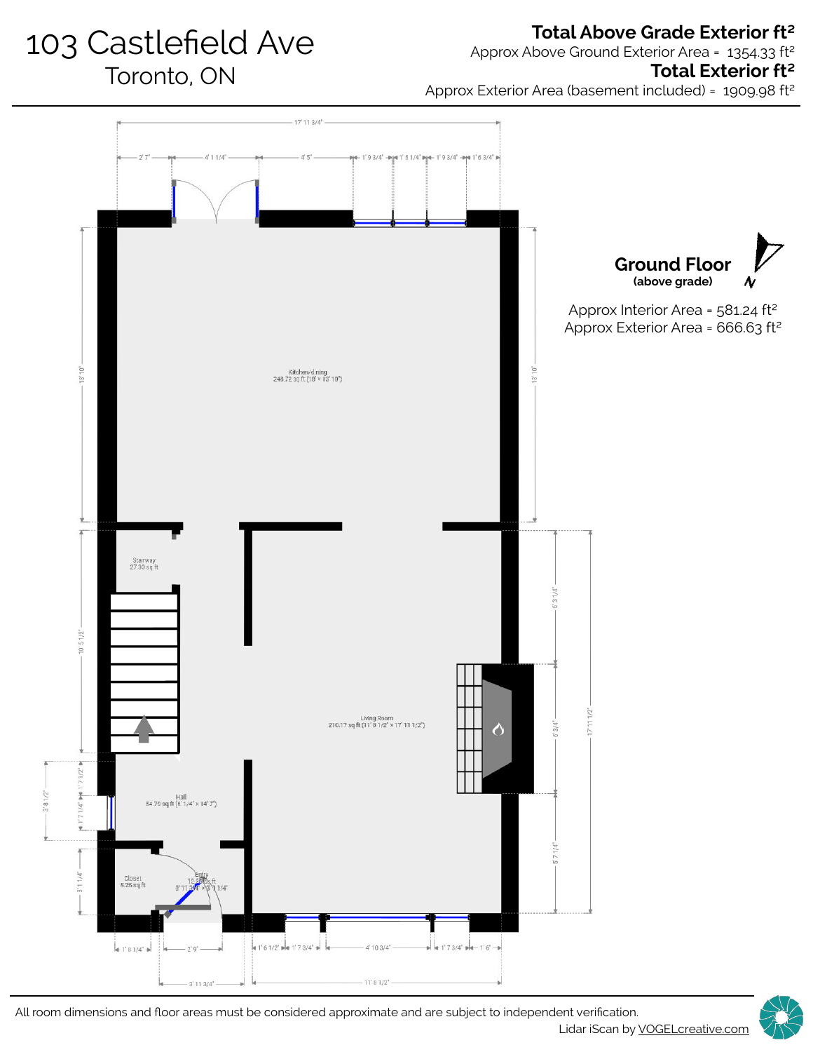# 103 Castlefield Ave

Toronto, ON

**Total Above Grade Exterior ft²**

Approx Above Ground Exterior Area = 1354.33 ft²

**Total Exterior ft²**

Approx Exterior Area (basement included) = 1909.98 ft²

## Ground Floor

(above grade)

Approx Interior Area = 581.24 ft²

Approx Exterior Area = 666.63 ft²

Kitchen/dining
248.72 sq ft (18' × 13' 10")

Stairway
27.30 sq ft

Living Room
210.17 sq ft (11' 8 1/2" × 17' 11 1/2")

Hall
54.79 sq ft (8' 1/4" × 14' 7")

Closet
5.25 sq ft

Entry
12.38 sq ft
3' 11 3/4" × 3' 1 1/4"

17' 11 3/4"

2' 7" | 4' 1 1/4" | 4' 5" | 1' 9 3/4" | 1' 6 1/4" | 1' 9 3/4" | 1' 6 3/4"

13' 10" | 13' 10"

10' 5 1/2" | 6' 3 1/4" | 6' 3/4" | 5' 7 1/4" | 17' 11 1/2"

3' 8 1/2" | 1' 7 1/2" | 1' 7 1/4" | 3' 1 1/4"

1' 8 1/4" | 2' 9" | 3' 11 3/4"

1' 6 1/2" | 1' 7 3/4" | 4' 10 3/4" | 1' 7 3/4" | 1' 6" | 11' 8 1/2"

All room dimensions and floor areas must be considered approximate and are subject to independent verification.

Lidar iScan by VOGELcreative.com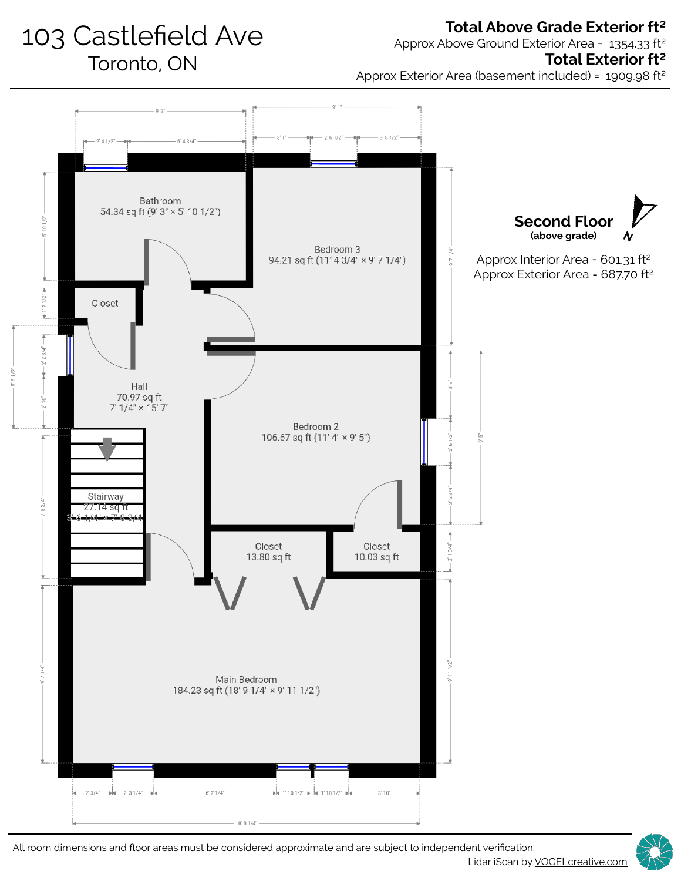# 103 Castlefield Ave

Toronto, ON

**Total Above Grade Exterior ft²**

Approx Above Ground Exterior Area = 1354.33 ft²

**Total Exterior ft²**

Approx Exterior Area (basement included) = 1909.98 ft²

## Second Floor

**(above grade)**

Approx Interior Area = 601.31 ft²

Approx Exterior Area = 687.70 ft²

Bathroom
54.34 sq ft (9' 3" × 5' 10 1/2")

Bedroom 3
94.21 sq ft (11' 4 3/4" × 9' 7 1/4")

Closet

Hall
70.97 sq ft
7' 1/4" × 15' 7"

Bedroom 2
106.67 sq ft (11' 4" × 9' 5")

Stairway
27.14 sq ft
3' 6 1/4" × 7' 8 3/4"

Closet
13.80 sq ft

Closet
10.03 sq ft

Main Bedroom
184.23 sq ft (18' 9 1/4" × 9' 11 1/2")

9' 3" | 2' 4 1/2" | 6' 4 3/4" | 9' 1" | 3' 1" | 2' 6 1/2" | 3' 5 1/2" | 5' 10 1/2" | 1' 7 1/2" | 5' 6 1/2" | 2' 2 3/4" | 2' 10" | 7' 8 3/4" | 9' 7 1/4" | 9' 7 1/4" | 3' 8" | 2' 6 1/2" | 9' 5" | 3' 2 3/4" | 2' 1 3/4" | 9' 11 1/2" | 2' 3/4" | 2' 3 1/4" | 6' 7 1/4" | 1' 10 1/2" | 1' 10 1/2" | 3' 10" | 18' 8 1/4"

All room dimensions and floor areas must be considered approximate and are subject to independent verification.

Lidar iScan by VOGELcreative.com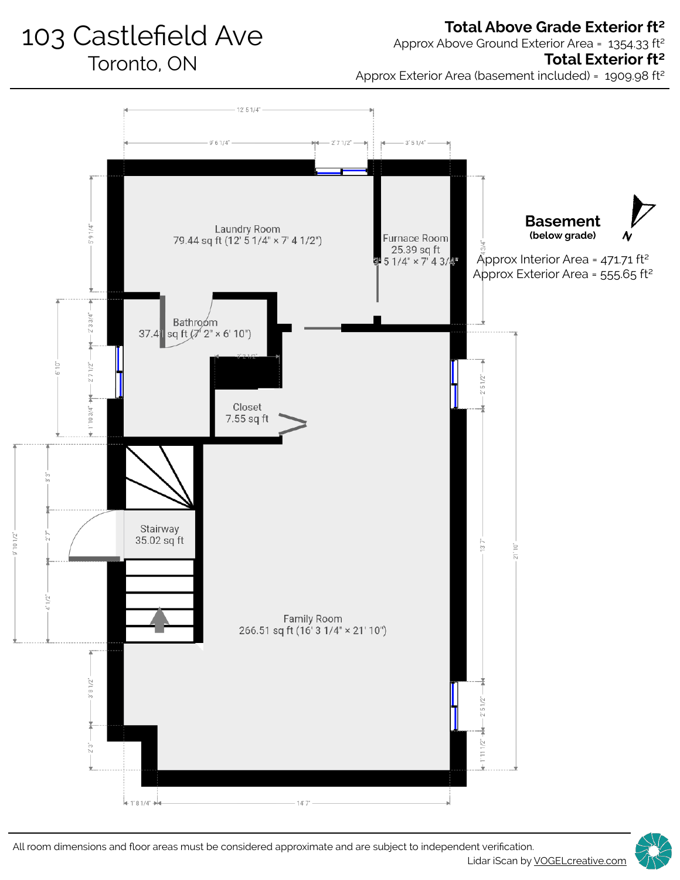# 103 Castlefield Ave

Toronto, ON

**Total Above Grade Exterior ft²**

Approx Above Ground Exterior Area = 1354.33 ft²

**Total Exterior ft²**

Approx Exterior Area (basement included) = 1909.98 ft²

## Basement

**(below grade)**

Approx Interior Area = 471.71 ft²

Approx Exterior Area = 555.65 ft²

Laundry Room
79.44 sq ft (12' 5 1/4" × 7' 4 1/2")

Furnace Room
25.39 sq ft
3' 5 1/4" × 7' 4 3/4"

Bathroom
37.41 sq ft (7' 2" × 6' 10")

Closet
7.55 sq ft

Stairway
35.02 sq ft

Family Room
266.51 sq ft (16' 3 1/4" × 21' 10")

12' 5 1/4"

9' 6 1/4"

2' 7 1/2"

3' 5 1/4"

5' 9 1/4"

4' 3/4"

2' 3 3/4"

2' 7 1/2"

1' 10 3/4"

6' 10"

2' 2 1/2"

2' 5 1/2"

3' 3"

2' 7"

4' 1/2"

9' 10 1/2"

13' 7"

21' 10"

3' 8 1/2"

2' 3"

2' 5 1/2"

1' 11 1/2"

1' 8 1/4"

14' 7"

All room dimensions and floor areas must be considered approximate and are subject to independent verification.

Lidar iScan by VOGELcreative.com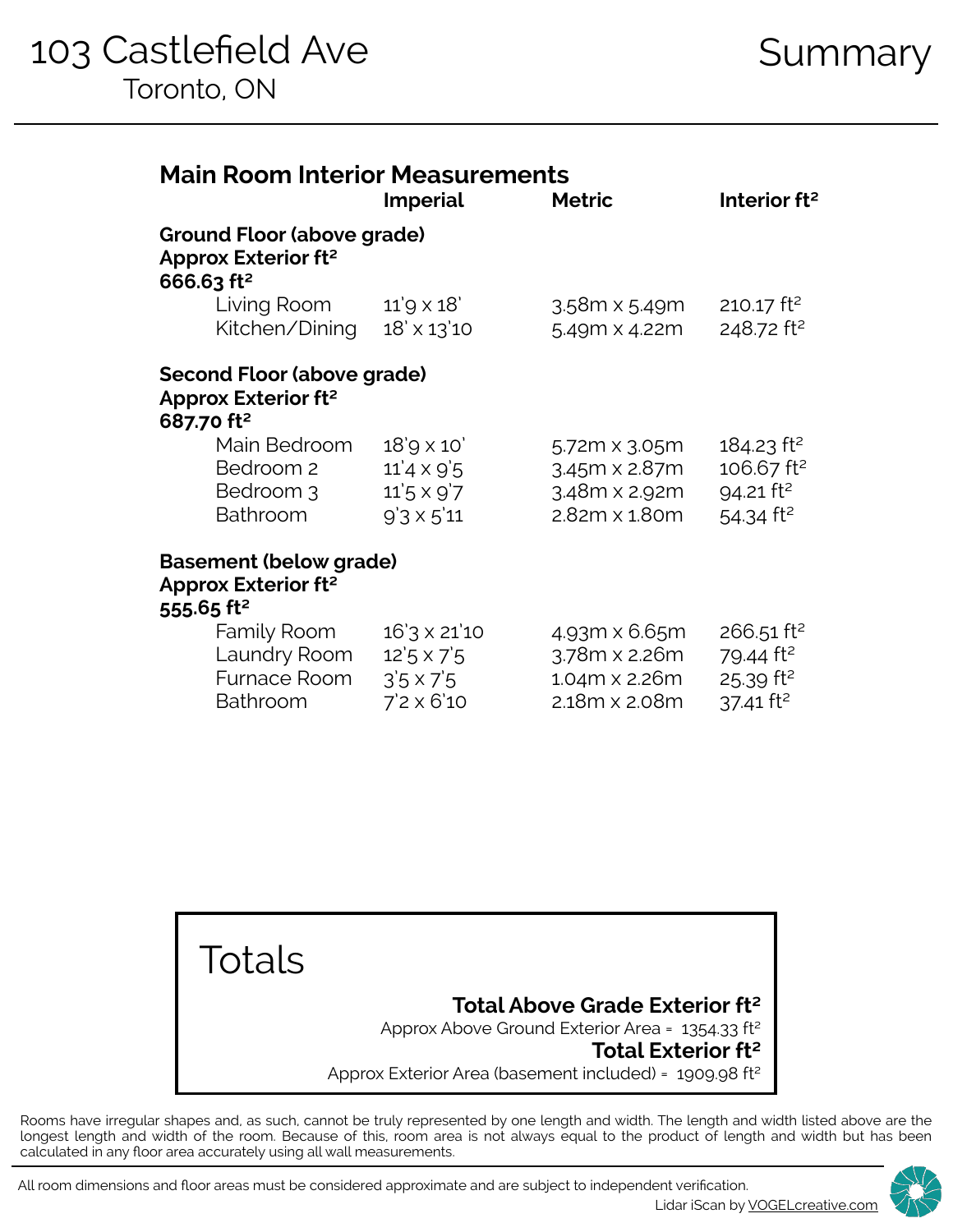# 103 Castlefield Ave

Toronto, ON

# Summary

## Main Room Interior Measurements

| | Imperial | Metric | Interior ft² |
|---|---|---|---|
| **Ground Floor (above grade)**<br>**Approx Exterior ft²**<br>**666.63 ft²** | | | |
| Living Room | 11'9 x 18' | 3.58m x 5.49m | 210.17 ft² |
| Kitchen/Dining | 18' x 13'10 | 5.49m x 4.22m | 248.72 ft² |
| **Second Floor (above grade)**<br>**Approx Exterior ft²**<br>**687.70 ft²** | | | |
| Main Bedroom | 18'9 x 10' | 5.72m x 3.05m | 184.23 ft² |
| Bedroom 2 | 11'4 x 9'5 | 3.45m x 2.87m | 106.67 ft² |
| Bedroom 3 | 11'5 x 9'7 | 3.48m x 2.92m | 94.21 ft² |
| Bathroom | 9'3 x 5'11 | 2.82m x 1.80m | 54.34 ft² |
| **Basement (below grade)**<br>**Approx Exterior ft²**<br>**555.65 ft²** | | | |
| Family Room | 16'3 x 21'10 | 4.93m x 6.65m | 266.51 ft² |
| Laundry Room | 12'5 x 7'5 | 3.78m x 2.26m | 79.44 ft² |
| Furnace Room | 3'5 x 7'5 | 1.04m x 2.26m | 25.39 ft² |
| Bathroom | 7'2 x 6'10 | 2.18m x 2.08m | 37.41 ft² |

## Totals

**Total Above Grade Exterior ft²**

Approx Above Ground Exterior Area = 1354.33 ft²

**Total Exterior ft²**

Approx Exterior Area (basement included) = 1909.98 ft²

Rooms have irregular shapes and, as such, cannot be truly represented by one length and width. The length and width listed above are the longest length and width of the room. Because of this, room area is not always equal to the product of length and width but has been calculated in any floor area accurately using all wall measurements.

All room dimensions and floor areas must be considered approximate and are subject to independent verification.

Lidar iScan by VOGELcreative.com